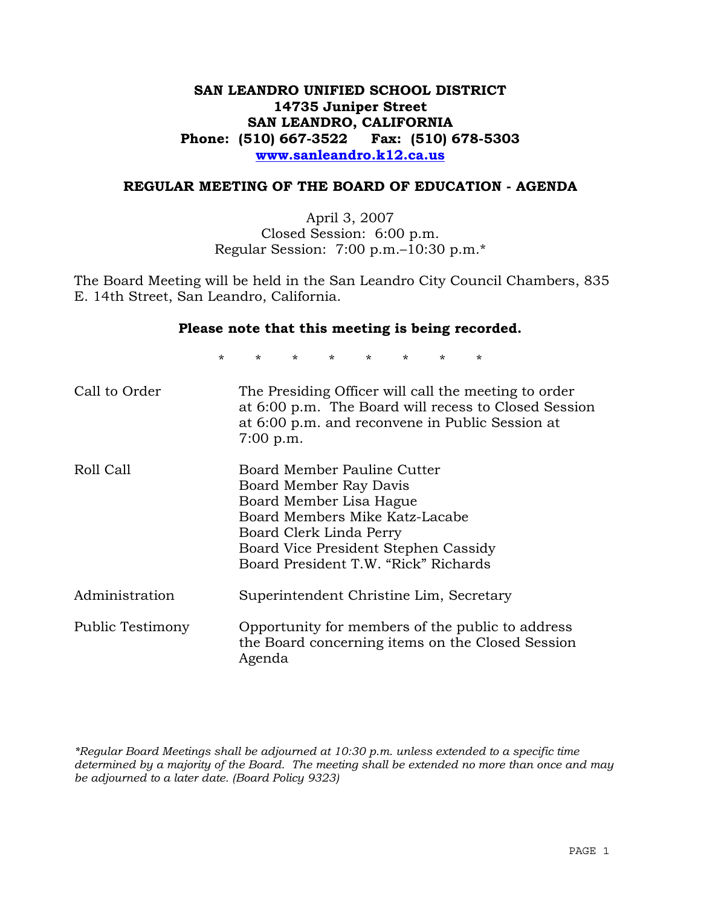**SAN LEANDRO UNIFIED SCHOOL DISTRICT**
**14735 Juniper Street**
**SAN LEANDRO, CALIFORNIA**
**Phone: (510) 667-3522 Fax: (510) 678-5303**
**[www.sanleandro.k12.ca.us](http://www.sanleandro.k12.ca.us)**

## REGULAR MEETING OF THE BOARD OF EDUCATION - AGENDA

April 3, 2007
Closed Session: 6:00 p.m.
Regular Session: 7:00 p.m.–10:30 p.m.*

The Board Meeting will be held in the San Leandro City Council Chambers, 835 E. 14th Street, San Leandro, California.

**Please note that this meeting is being recorded.**

\* \* \* \* \* \* \* \*

| | |
|---|---|
| Call to Order | The Presiding Officer will call the meeting to order at 6:00 p.m. The Board will recess to Closed Session at 6:00 p.m. and reconvene in Public Session at 7:00 p.m. |
| Roll Call | Board Member Pauline Cutter<br>Board Member Ray Davis<br>Board Member Lisa Hague<br>Board Members Mike Katz-Lacabe<br>Board Clerk Linda Perry<br>Board Vice President Stephen Cassidy<br>Board President T.W. "Rick" Richards |
| Administration | Superintendent Christine Lim, Secretary |
| Public Testimony | Opportunity for members of the public to address the Board concerning items on the Closed Session Agenda |

*\*Regular Board Meetings shall be adjourned at 10:30 p.m. unless extended to a specific time determined by a majority of the Board. The meeting shall be extended no more than once and may be adjourned to a later date. (Board Policy 9323)*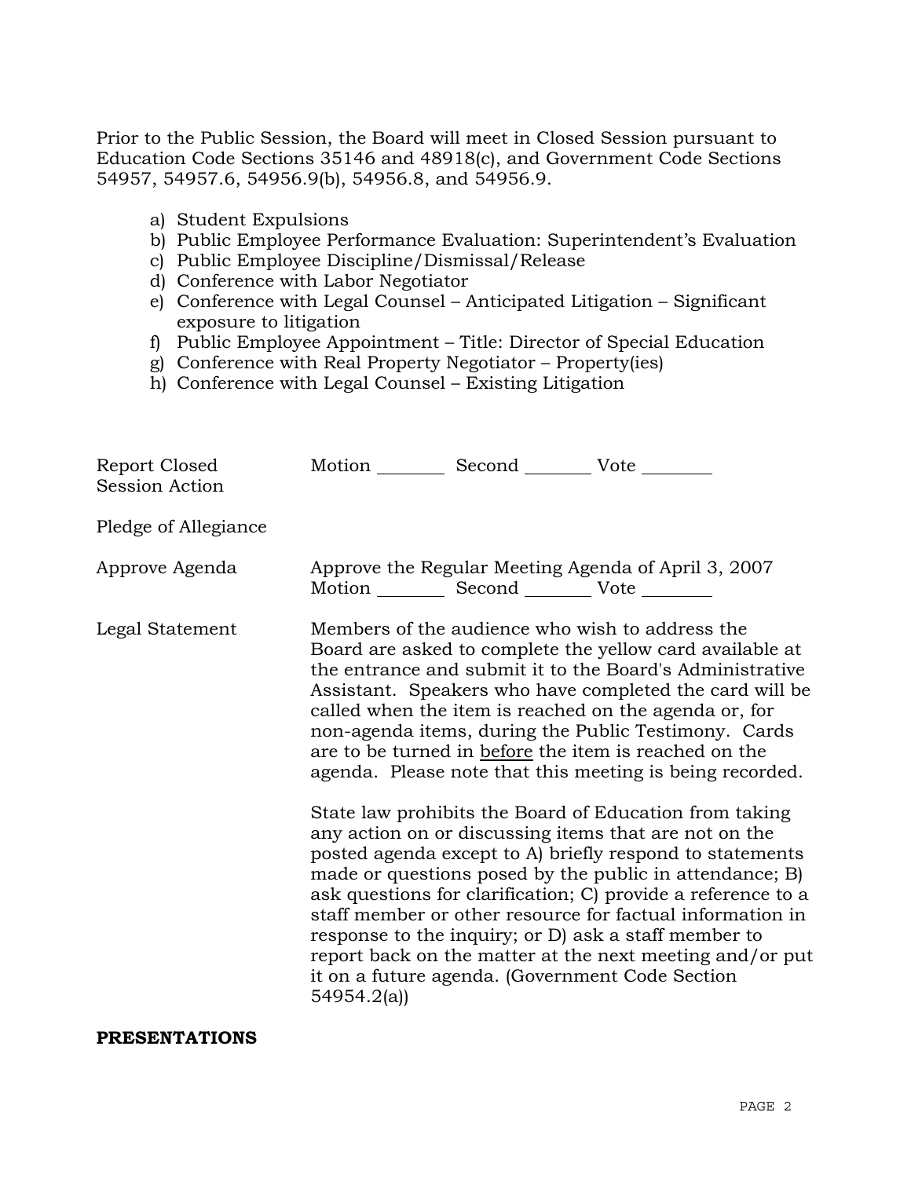Prior to the Public Session, the Board will meet in Closed Session pursuant to Education Code Sections 35146 and 48918(c), and Government Code Sections 54957, 54957.6, 54956.9(b), 54956.8, and 54956.9.

a) Student Expulsions
b) Public Employee Performance Evaluation: Superintendent's Evaluation
c) Public Employee Discipline/Dismissal/Release
d) Conference with Labor Negotiator
e) Conference with Legal Counsel – Anticipated Litigation – Significant exposure to litigation
f) Public Employee Appointment – Title: Director of Special Education
g) Conference with Real Property Negotiator – Property(ies)
h) Conference with Legal Counsel – Existing Litigation

| | |
|---|---|
| Report Closed Session Action | Motion ________ Second ________ Vote ________ |
| Pledge of Allegiance | |
| Approve Agenda | Approve the Regular Meeting Agenda of April 3, 2007<br>Motion ________ Second ________ Vote ________ |
| Legal Statement | Members of the audience who wish to address the Board are asked to complete the yellow card available at the entrance and submit it to the Board's Administrative Assistant. Speakers who have completed the card will be called when the item is reached on the agenda or, for non-agenda items, during the Public Testimony. Cards are to be turned in <u>before</u> the item is reached on the agenda. Please note that this meeting is being recorded.<br><br>State law prohibits the Board of Education from taking any action on or discussing items that are not on the posted agenda except to A) briefly respond to statements made or questions posed by the public in attendance; B) ask questions for clarification; C) provide a reference to a staff member or other resource for factual information in response to the inquiry; or D) ask a staff member to report back on the matter at the next meeting and/or put it on a future agenda. (Government Code Section 54954.2(a)) |

**PRESENTATIONS**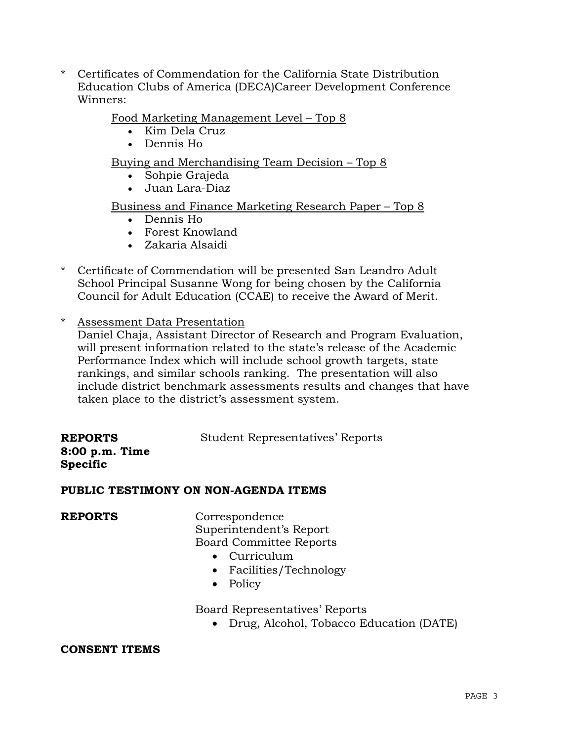\* Certificates of Commendation for the California State Distribution Education Clubs of America (DECA)Career Development Conference Winners:

<u>Food Marketing Management Level – Top 8</u>

- Kim Dela Cruz
- Dennis Ho

<u>Buying and Merchandising Team Decision – Top 8</u>

- Sohpie Grajeda
- Juan Lara-Diaz

<u>Business and Finance Marketing Research Paper – Top 8</u>

- Dennis Ho
- Forest Knowland
- Zakaria Alsaidi

\* Certificate of Commendation will be presented San Leandro Adult School Principal Susanne Wong for being chosen by the California Council for Adult Education (CCAE) to receive the Award of Merit.

\* <u>Assessment Data Presentation</u>
Daniel Chaja, Assistant Director of Research and Program Evaluation, will present information related to the state's release of the Academic Performance Index which will include school growth targets, state rankings, and similar schools ranking. The presentation will also include district benchmark assessments results and changes that have taken place to the district's assessment system.

**REPORTS**
**8:00 p.m. Time Specific**

Student Representatives' Reports

**PUBLIC TESTIMONY ON NON-AGENDA ITEMS**

**REPORTS**

Correspondence
Superintendent's Report
Board Committee Reports

- Curriculum
- Facilities/Technology
- Policy

Board Representatives' Reports

- Drug, Alcohol, Tobacco Education (DATE)

**CONSENT ITEMS**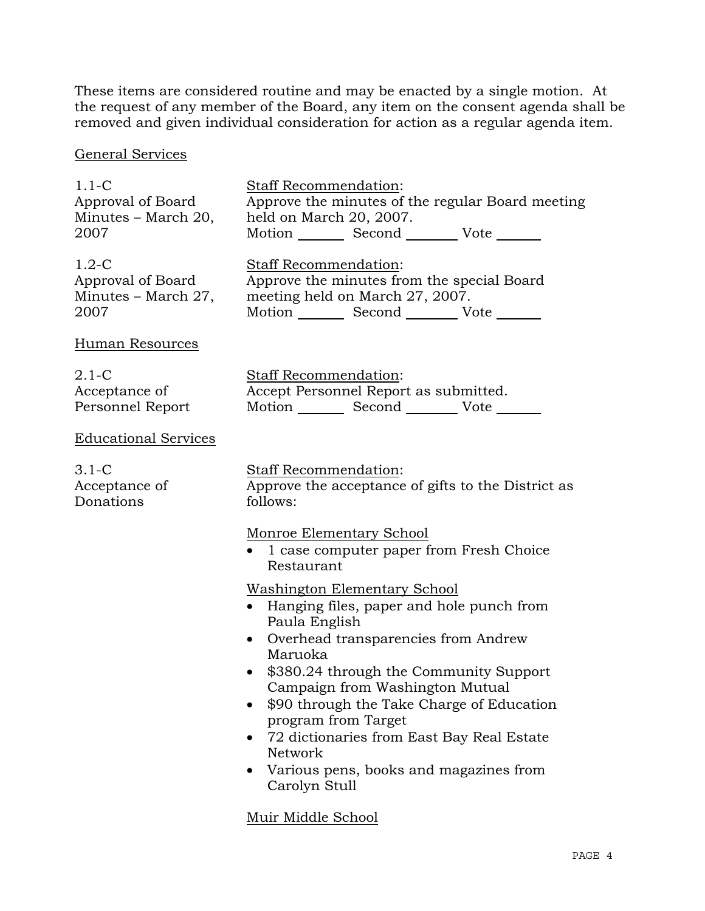These items are considered routine and may be enacted by a single motion. At the request of any member of the Board, any item on the consent agenda shall be removed and given individual consideration for action as a regular agenda item.

General Services

1.1-C
Approval of Board Minutes – March 20, 2007

Staff Recommendation:
Approve the minutes of the regular Board meeting held on March 20, 2007.
Motion _______ Second _______ Vote _______

1.2-C
Approval of Board Minutes – March 27, 2007

Staff Recommendation:
Approve the minutes from the special Board meeting held on March 27, 2007.
Motion _______ Second _______ Vote _______

Human Resources

2.1-C
Acceptance of Personnel Report

Staff Recommendation:
Accept Personnel Report as submitted.
Motion _______ Second _______ Vote _______

Educational Services

3.1-C
Acceptance of Donations

Staff Recommendation:
Approve the acceptance of gifts to the District as follows:

Monroe Elementary School

- 1 case computer paper from Fresh Choice Restaurant

Washington Elementary School

- Hanging files, paper and hole punch from Paula English
- Overhead transparencies from Andrew Maruoka
- $380.24 through the Community Support Campaign from Washington Mutual
- $90 through the Take Charge of Education program from Target
- 72 dictionaries from East Bay Real Estate Network
- Various pens, books and magazines from Carolyn Stull

Muir Middle School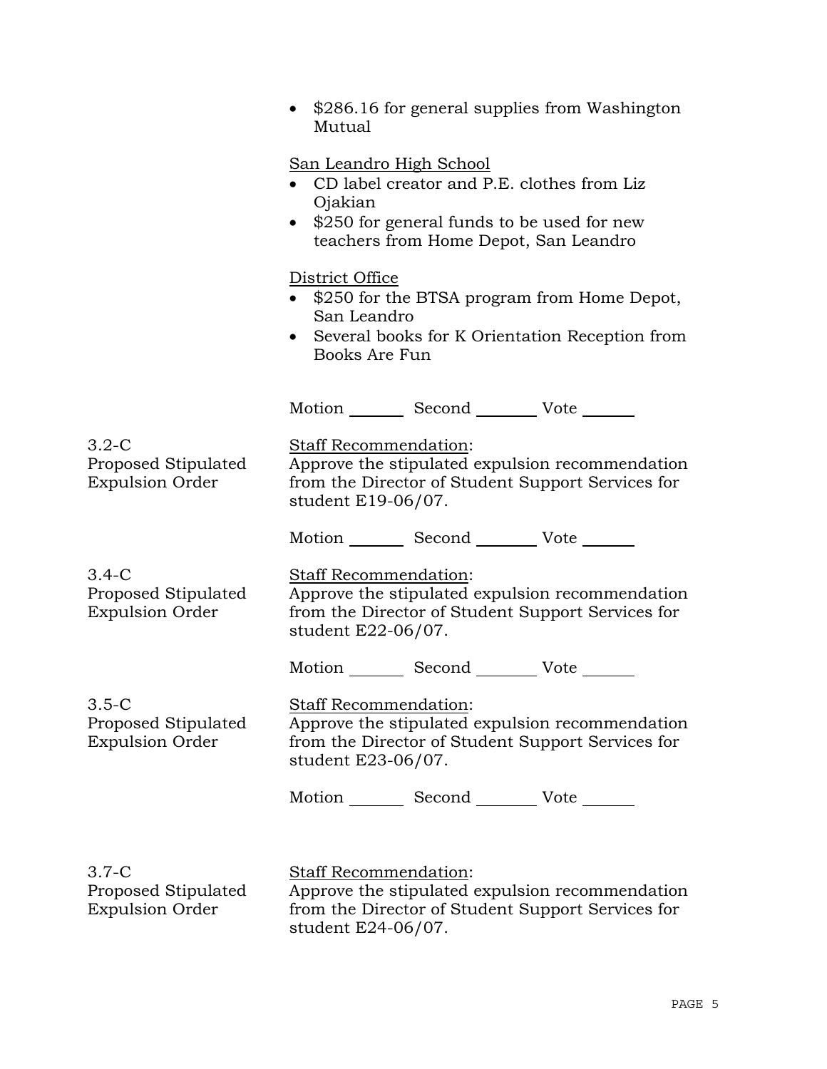- $286.16 for general supplies from Washington Mutual

San Leandro High School

- CD label creator and P.E. clothes from Liz Ojakian
- $250 for general funds to be used for new teachers from Home Depot, San Leandro

District Office

- $250 for the BTSA program from Home Depot, San Leandro
- Several books for K Orientation Reception from Books Are Fun

Motion _______ Second _______ Vote _______

3.2-C
Proposed Stipulated Expulsion Order

Staff Recommendation:
Approve the stipulated expulsion recommendation from the Director of Student Support Services for student E19-06/07.

Motion _______ Second _______ Vote _______

3.4-C
Proposed Stipulated Expulsion Order

Staff Recommendation:
Approve the stipulated expulsion recommendation from the Director of Student Support Services for student E22-06/07.

Motion _______ Second _______ Vote _______

3.5-C
Proposed Stipulated Expulsion Order

Staff Recommendation:
Approve the stipulated expulsion recommendation from the Director of Student Support Services for student E23-06/07.

Motion _______ Second _______ Vote _______

3.7-C
Proposed Stipulated Expulsion Order

Staff Recommendation:
Approve the stipulated expulsion recommendation from the Director of Student Support Services for student E24-06/07.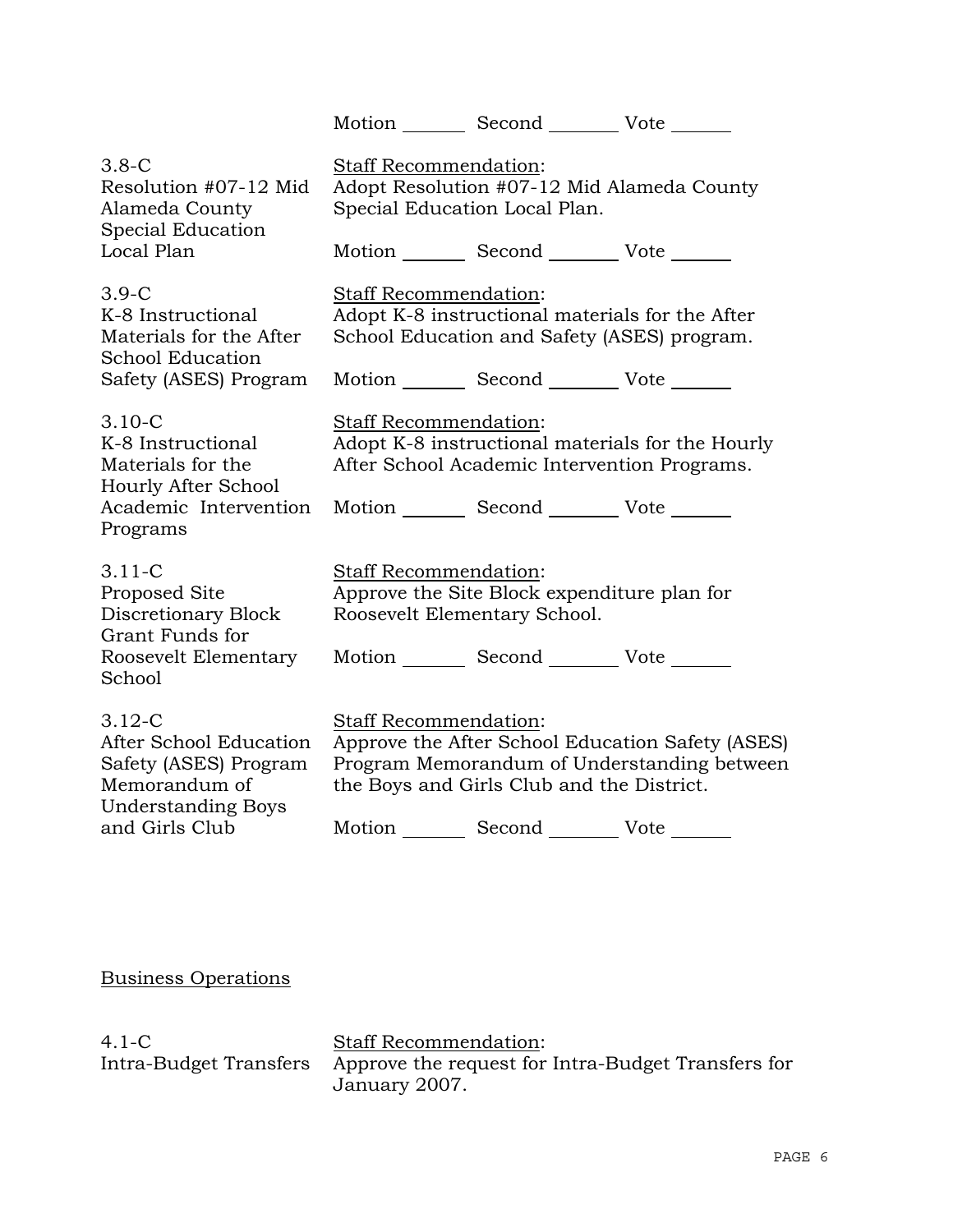Motion _______ Second _______ Vote _______

3.8-C
Resolution #07-12 Mid Alameda County Special Education Local Plan

<u>Staff Recommendation</u>:
Adopt Resolution #07-12 Mid Alameda County Special Education Local Plan.

Motion _______ Second _______ Vote _______

3.9-C
K-8 Instructional Materials for the After School Education Safety (ASES) Program

<u>Staff Recommendation</u>:
Adopt K-8 instructional materials for the After School Education and Safety (ASES) program.

Motion _______ Second _______ Vote _______

3.10-C
K-8 Instructional Materials for the Hourly After School Academic Intervention Programs

<u>Staff Recommendation</u>:
Adopt K-8 instructional materials for the Hourly After School Academic Intervention Programs.

Motion _______ Second _______ Vote _______

3.11-C
Proposed Site Discretionary Block Grant Funds for Roosevelt Elementary School

<u>Staff Recommendation</u>:
Approve the Site Block expenditure plan for Roosevelt Elementary School.

Motion _______ Second _______ Vote _______

3.12-C
After School Education Safety (ASES) Program Memorandum of Understanding Boys and Girls Club

<u>Staff Recommendation</u>:
Approve the After School Education Safety (ASES) Program Memorandum of Understanding between the Boys and Girls Club and the District.

Motion _______ Second _______ Vote _______

## <u>Business Operations</u>

4.1-C
Intra-Budget Transfers

<u>Staff Recommendation</u>:
Approve the request for Intra-Budget Transfers for January 2007.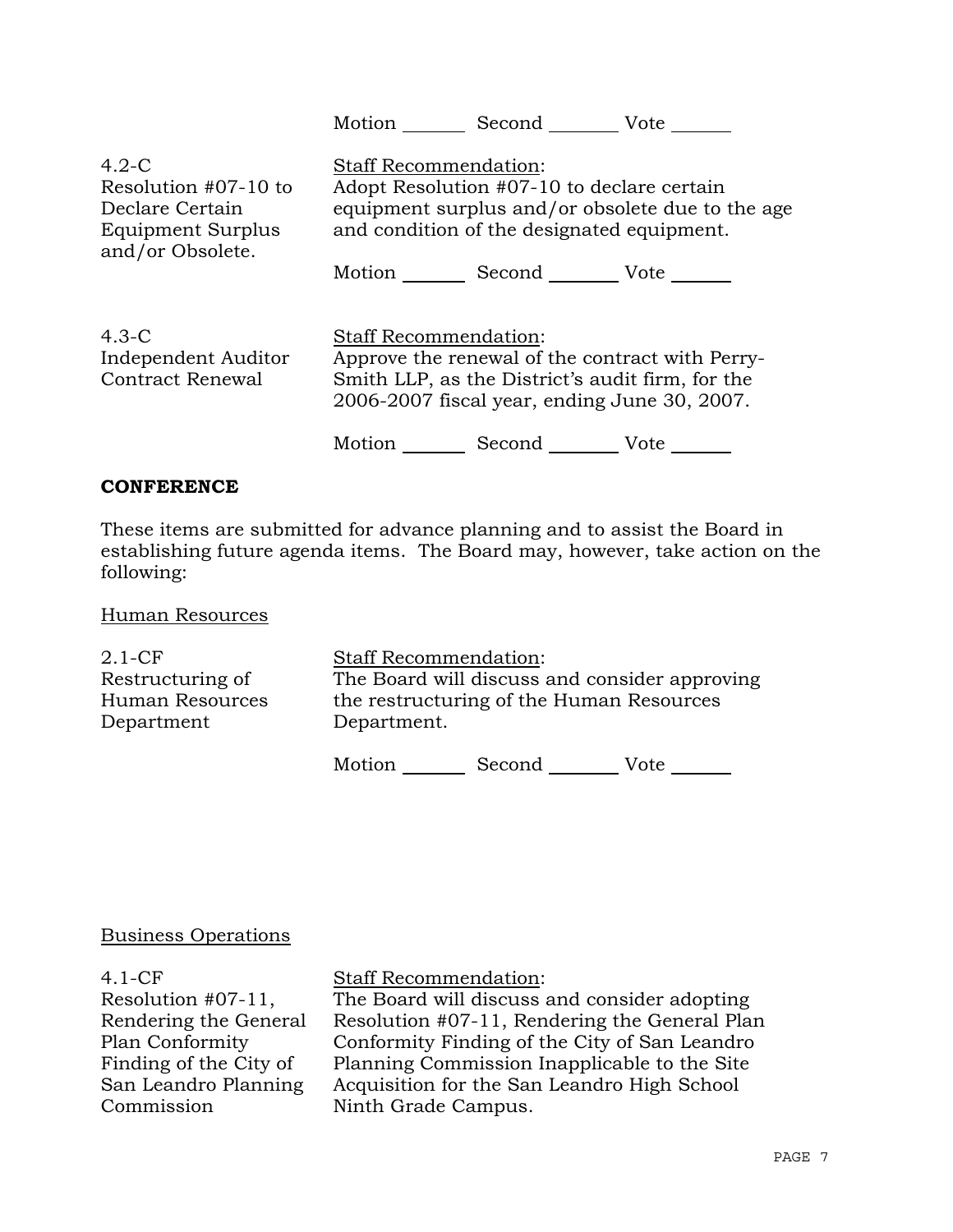Motion _______ Second _______ Vote _______

| | |
|---|---|
| 4.2-C<br>Resolution #07-10 to Declare Certain Equipment Surplus and/or Obsolete. | Staff Recommendation:<br>Adopt Resolution #07-10 to declare certain equipment surplus and/or obsolete due to the age and condition of the designated equipment.<br><br>Motion _______ Second _______ Vote _______ |
| 4.3-C<br>Independent Auditor Contract Renewal | Staff Recommendation:<br>Approve the renewal of the contract with Perry-Smith LLP, as the District's audit firm, for the 2006-2007 fiscal year, ending June 30, 2007.<br><br>Motion _______ Second _______ Vote _______ |

**CONFERENCE**

These items are submitted for advance planning and to assist the Board in establishing future agenda items. The Board may, however, take action on the following:

Human Resources

| | |
|---|---|
| 2.1-CF<br>Restructuring of Human Resources Department | Staff Recommendation:<br>The Board will discuss and consider approving the restructuring of the Human Resources Department.<br><br>Motion _______ Second _______ Vote _______ |

Business Operations

| | |
|---|---|
| 4.1-CF<br>Resolution #07-11, Rendering the General Plan Conformity Finding of the City of San Leandro Planning Commission | Staff Recommendation:<br>The Board will discuss and consider adopting Resolution #07-11, Rendering the General Plan Conformity Finding of the City of San Leandro Planning Commission Inapplicable to the Site Acquisition for the San Leandro High School Ninth Grade Campus. |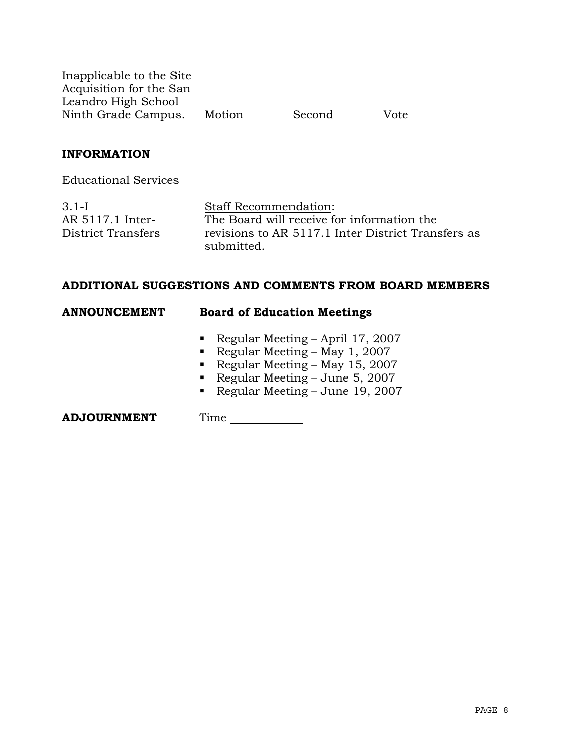Inapplicable to the Site Acquisition for the San Leandro High School Ninth Grade Campus. Motion _______ Second ________ Vote ______

**INFORMATION**

Educational Services

3.1-I
AR 5117.1 Inter-District Transfers

Staff Recommendation:
The Board will receive for information the revisions to AR 5117.1 Inter District Transfers as submitted.

**ADDITIONAL SUGGESTIONS AND COMMENTS FROM BOARD MEMBERS**

**ANNOUNCEMENT** **Board of Education Meetings**

- Regular Meeting – April 17, 2007
- Regular Meeting – May 1, 2007
- Regular Meeting – May 15, 2007
- Regular Meeting – June 5, 2007
- Regular Meeting – June 19, 2007

**ADJOURNMENT** Time ____________